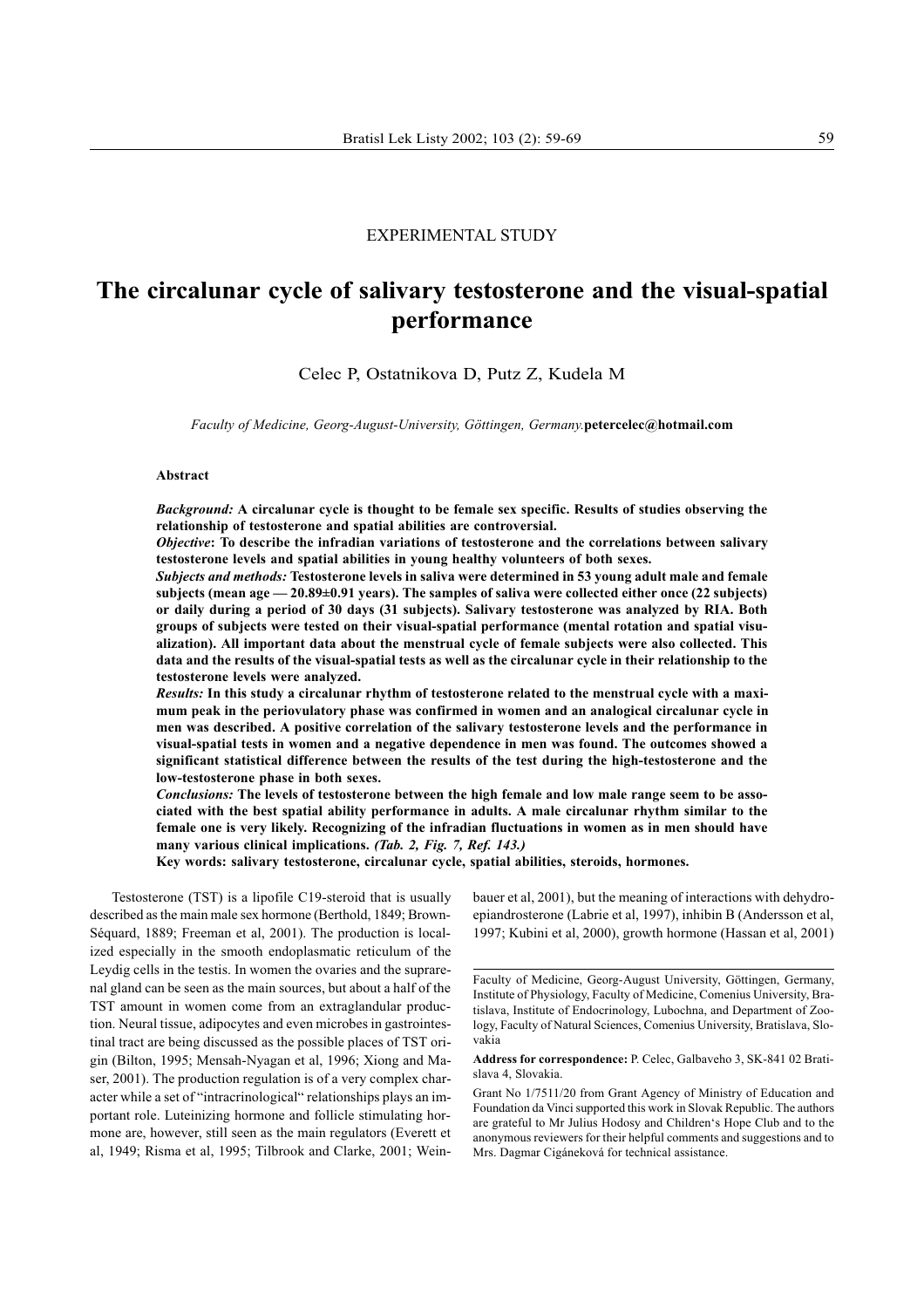EXPERIMENTAL STUDY

# The circalunar cycle of salivary testosterone and the visual-spatial performance

Celec P, Ostatnikova D, Putz Z, Kudela M

*Faculty of Medicine, Georg-August-University, Göttingen, Germany.* **petercelec@hotmail.com**

**Abstract**

***Background:*** **A circalunar cycle is thought to be female sex specific. Results of studies observing the relationship of testosterone and spatial abilities are controversial.**

***Objective*****: To describe the infradian variations of testosterone and the correlations between salivary testosterone levels and spatial abilities in young healthy volunteers of both sexes.**

***Subjects and methods:*** **Testosterone levels in saliva were determined in 53 young adult male and female subjects (mean age — 20.89±0.91 years). The samples of saliva were collected either once (22 subjects) or daily during a period of 30 days (31 subjects). Salivary testosterone was analyzed by RIA. Both groups of subjects were tested on their visual-spatial performance (mental rotation and spatial visualization). All important data about the menstrual cycle of female subjects were also collected. This data and the results of the visual-spatial tests as well as the circalunar cycle in their relationship to the testosterone levels were analyzed.**

***Results:*** **In this study a circalunar rhythm of testosterone related to the menstrual cycle with a maximum peak in the periovulatory phase was confirmed in women and an analogical circalunar cycle in men was described. A positive correlation of the salivary testosterone levels and the performance in visual-spatial tests in women and a negative dependence in men was found. The outcomes showed a significant statistical difference between the results of the test during the high-testosterone and the low-testosterone phase in both sexes.**

***Conclusions:*** **The levels of testosterone between the high female and low male range seem to be associated with the best spatial ability performance in adults. A male circalunar rhythm similar to the female one is very likely. Recognizing of the infradian fluctuations in women as in men should have many various clinical implications.** ***(Tab. 2, Fig. 7, Ref. 143.)***

**Key words: salivary testosterone, circalunar cycle, spatial abilities, steroids, hormones.**

Testosterone (TST) is a lipofile C19-steroid that is usually described as the main male sex hormone (Berthold, 1849; Brown-Séquard, 1889; Freeman et al, 2001). The production is localized especially in the smooth endoplasmatic reticulum of the Leydig cells in the testis. In women the ovaries and the suprarenal gland can be seen as the main sources, but about a half of the TST amount in women come from an extraglandular production. Neural tissue, adipocytes and even microbes in gastrointestinal tract are being discussed as the possible places of TST origin (Bilton, 1995; Mensah-Nyagan et al, 1996; Xiong and Maser, 2001). The production regulation is of a very complex character while a set of "intracrinological" relationships plays an important role. Luteinizing hormone and follicle stimulating hormone are, however, still seen as the main regulators (Everett et al, 1949; Risma et al, 1995; Tilbrook and Clarke, 2001; Weinbauer et al, 2001), but the meaning of interactions with dehydroepiandrosterone (Labrie et al, 1997), inhibin B (Andersson et al, 1997; Kubini et al, 2000), growth hormone (Hassan et al, 2001)

Faculty of Medicine, Georg-August University, Göttingen, Germany, Institute of Physiology, Faculty of Medicine, Comenius University, Bratislava, Institute of Endocrinology, Lubochna, and Department of Zoology, Faculty of Natural Sciences, Comenius University, Bratislava, Slovakia

**Address for correspondence:** P. Celec, Galbaveho 3, SK-841 02 Bratislava 4, Slovakia.

Grant No 1/7511/20 from Grant Agency of Ministry of Education and Foundation da Vinci supported this work in Slovak Republic. The authors are grateful to Mr Julius Hodosy and Children's Hope Club and to the anonymous reviewers for their helpful comments and suggestions and to Mrs. Dagmar Cigáneková for technical assistance.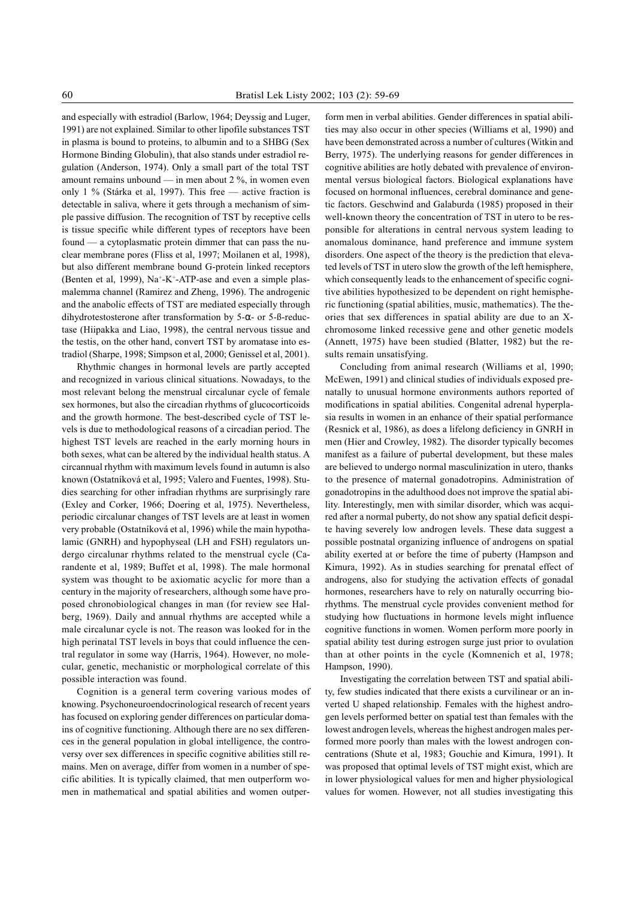and especially with estradiol (Barlow, 1964; Deyssig and Luger, 1991) are not explained. Similar to other lipofile substances TST in plasma is bound to proteins, to albumin and to a SHBG (Sex Hormone Binding Globulin), that also stands under estradiol regulation (Anderson, 1974). Only a small part of the total TST amount remains unbound — in men about 2 %, in women even only 1 % (Stárka et al, 1997). This free — active fraction is detectable in saliva, where it gets through a mechanism of simple passive diffusion. The recognition of TST by receptive cells is tissue specific while different types of receptors have been found — a cytoplasmatic protein dimmer that can pass the nuclear membrane pores (Fliss et al, 1997; Moilanen et al, 1998), but also different membrane bound G-protein linked receptors (Benten et al, 1999), $Na^{+}$-$K^{+}$-ATP-ase and even a simple plasmalemma channel (Ramirez and Zheng, 1996). The androgenic and the anabolic effects of TST are mediated especially through dihydrotestosterone after transformation by 5-α- or 5-ß-reductase (Hiipakka and Liao, 1998), the central nervous tissue and the testis, on the other hand, convert TST by aromatase into estradiol (Sharpe, 1998; Simpson et al, 2000; Genissel et al, 2001).

Rhythmic changes in hormonal levels are partly accepted and recognized in various clinical situations. Nowadays, to the most relevant belong the menstrual circalunar cycle of female sex hormones, but also the circadian rhythms of glucocorticoids and the growth hormone. The best-described cycle of TST levels is due to methodological reasons of a circadian period. The highest TST levels are reached in the early morning hours in both sexes, what can be altered by the individual health status. A circannual rhythm with maximum levels found in autumn is also known (Ostatníková et al, 1995; Valero and Fuentes, 1998). Studies searching for other infradian rhythms are surprisingly rare (Exley and Corker, 1966; Doering et al, 1975). Nevertheless, periodic circalunar changes of TST levels are at least in women very probable (Ostatníková et al, 1996) while the main hypothalamic (GNRH) and hypophyseal (LH and FSH) regulators undergo circalunar rhythms related to the menstrual cycle (Carandente et al, 1989; Buffet et al, 1998). The male hormonal system was thought to be axiomatic acyclic for more than a century in the majority of researchers, although some have proposed chronobiological changes in man (for review see Halberg, 1969). Daily and annual rhythms are accepted while a male circalunar cycle is not. The reason was looked for in the high perinatal TST levels in boys that could influence the central regulator in some way (Harris, 1964). However, no molecular, genetic, mechanistic or morphological correlate of this possible interaction was found.

Cognition is a general term covering various modes of knowing. Psychoneuroendocrinological research of recent years has focused on exploring gender differences on particular domains of cognitive functioning. Although there are no sex differences in the general population in global intelligence, the controversy over sex differences in specific cognitive abilities still remains. Men on average, differ from women in a number of specific abilities. It is typically claimed, that men outperform women in mathematical and spatial abilities and women outperform men in verbal abilities. Gender differences in spatial abilities may also occur in other species (Williams et al, 1990) and have been demonstrated across a number of cultures (Witkin and Berry, 1975). The underlying reasons for gender differences in cognitive abilities are hotly debated with prevalence of environmental versus biological factors. Biological explanations have focused on hormonal influences, cerebral dominance and genetic factors. Geschwind and Galaburda (1985) proposed in their well-known theory the concentration of TST in utero to be responsible for alterations in central nervous system leading to anomalous dominance, hand preference and immune system disorders. One aspect of the theory is the prediction that elevated levels of TST in utero slow the growth of the left hemisphere, which consequently leads to the enhancement of specific cognitive abilities hypothesized to be dependent on right hemispheric functioning (spatial abilities, music, mathematics). The theories that sex differences in spatial ability are due to an X-chromosome linked recessive gene and other genetic models (Annett, 1975) have been studied (Blatter, 1982) but the results remain unsatisfying.

Concluding from animal research (Williams et al, 1990; McEwen, 1991) and clinical studies of individuals exposed prenatally to unusual hormone environments authors reported of modifications in spatial abilities. Congenital adrenal hyperplasia results in women in an enhance of their spatial performance (Resnick et al, 1986), as does a lifelong deficiency in GNRH in men (Hier and Crowley, 1982). The disorder typically becomes manifest as a failure of pubertal development, but these males are believed to undergo normal masculinization in utero, thanks to the presence of maternal gonadotropins. Administration of gonadotropins in the adulthood does not improve the spatial ability. Interestingly, men with similar disorder, which was acquired after a normal puberty, do not show any spatial deficit despite having severely low androgen levels. These data suggest a possible postnatal organizing influence of androgens on spatial ability exerted at or before the time of puberty (Hampson and Kimura, 1992). As in studies searching for prenatal effect of androgens, also for studying the activation effects of gonadal hormones, researchers have to rely on naturally occurring biorhythms. The menstrual cycle provides convenient method for studying how fluctuations in hormone levels might influence cognitive functions in women. Women perform more poorly in spatial ability test during estrogen surge just prior to ovulation than at other points in the cycle (Komnenich et al, 1978; Hampson, 1990).

Investigating the correlation between TST and spatial ability, few studies indicated that there exists a curvilinear or an inverted U shaped relationship. Females with the highest androgen levels performed better on spatial test than females with the lowest androgen levels, whereas the highest androgen males performed more poorly than males with the lowest androgen concentrations (Shute et al, 1983; Gouchie and Kimura, 1991). It was proposed that optimal levels of TST might exist, which are in lower physiological values for men and higher physiological values for women. However, not all studies investigating this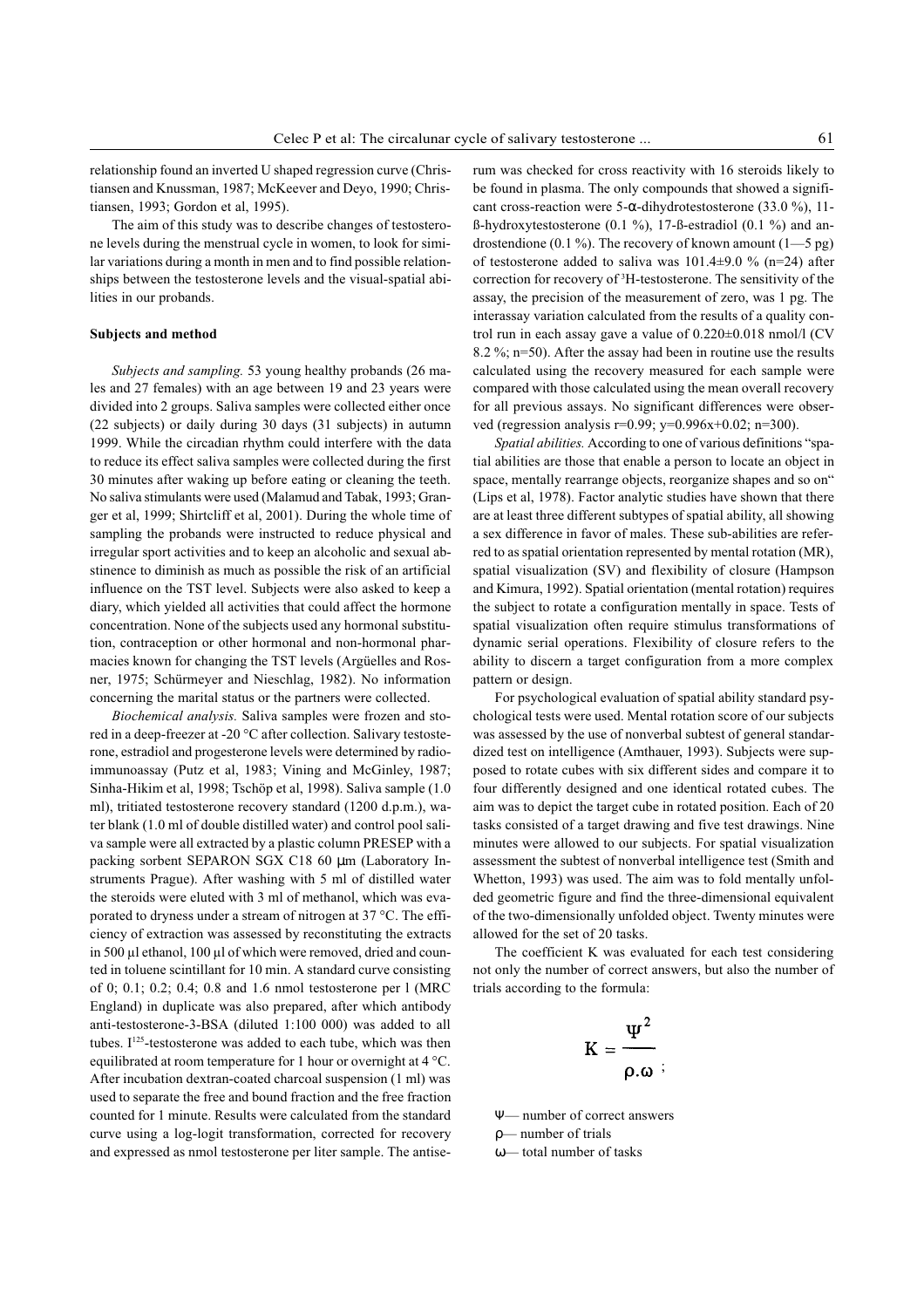relationship found an inverted U shaped regression curve (Christiansen and Knussman, 1987; McKeever and Deyo, 1990; Christiansen, 1993; Gordon et al, 1995).

The aim of this study was to describe changes of testosterone levels during the menstrual cycle in women, to look for similar variations during a month in men and to find possible relationships between the testosterone levels and the visual-spatial abilities in our probands.

## Subjects and method

*Subjects and sampling.* 53 young healthy probands (26 males and 27 females) with an age between 19 and 23 years were divided into 2 groups. Saliva samples were collected either once (22 subjects) or daily during 30 days (31 subjects) in autumn 1999. While the circadian rhythm could interfere with the data to reduce its effect saliva samples were collected during the first 30 minutes after waking up before eating or cleaning the teeth. No saliva stimulants were used (Malamud and Tabak, 1993; Granger et al, 1999; Shirtcliff et al, 2001). During the whole time of sampling the probands were instructed to reduce physical and irregular sport activities and to keep an alcoholic and sexual abstinence to diminish as much as possible the risk of an artificial influence on the TST level. Subjects were also asked to keep a diary, which yielded all activities that could affect the hormone concentration. None of the subjects used any hormonal substitution, contraception or other hormonal and non-hormonal pharmacies known for changing the TST levels (Argüelles and Rosner, 1975; Schürmeyer and Nieschlag, 1982). No information concerning the marital status or the partners were collected.

*Biochemical analysis.* Saliva samples were frozen and stored in a deep-freezer at -20 °C after collection. Salivary testosterone, estradiol and progesterone levels were determined by radioimmunoassay (Putz et al, 1983; Vining and McGinley, 1987; Sinha-Hikim et al, 1998; Tschöp et al, 1998). Saliva sample (1.0 ml), tritiated testosterone recovery standard (1200 d.p.m.), water blank (1.0 ml of double distilled water) and control pool saliva sample were all extracted by a plastic column PRESEP with a packing sorbent SEPARON SGX C18 60 μm (Laboratory Instruments Prague). After washing with 5 ml of distilled water the steroids were eluted with 3 ml of methanol, which was evaporated to dryness under a stream of nitrogen at 37 °C. The efficiency of extraction was assessed by reconstituting the extracts in 500 μl ethanol, 100 μl of which were removed, dried and counted in toluene scintillant for 10 min. A standard curve consisting of 0; 0.1; 0.2; 0.4; 0.8 and 1.6 nmol testosterone per l (MRC England) in duplicate was also prepared, after which antibody anti-testosterone-3-BSA (diluted 1:100 000) was added to all tubes. $I^{125}$-testosterone was added to each tube, which was then equilibrated at room temperature for 1 hour or overnight at 4 °C. After incubation dextran-coated charcoal suspension (1 ml) was used to separate the free and bound fraction and the free fraction counted for 1 minute. Results were calculated from the standard curve using a log-logit transformation, corrected for recovery and expressed as nmol testosterone per liter sample. The antiserum was checked for cross reactivity with 16 steroids likely to be found in plasma. The only compounds that showed a significant cross-reaction were 5-α-dihydrotestosterone (33.0 %), 11-ß-hydroxytestosterone (0.1 %), 17-ß-estradiol (0.1 %) and androstendione (0.1 %). The recovery of known amount (1—5 pg) of testosterone added to saliva was 101.4±9.0 % (n=24) after correction for recovery of $^{3}$H-testosterone. The sensitivity of the assay, the precision of the measurement of zero, was 1 pg. The interassay variation calculated from the results of a quality control run in each assay gave a value of 0.220±0.018 nmol/l (CV 8.2 %; n=50). After the assay had been in routine use the results calculated using the recovery measured for each sample were compared with those calculated using the mean overall recovery for all previous assays. No significant differences were observed (regression analysis r=0.99; y=0.996x+0.02; n=300).

*Spatial abilities.* According to one of various definitions "spatial abilities are those that enable a person to locate an object in space, mentally rearrange objects, reorganize shapes and so on" (Lips et al, 1978). Factor analytic studies have shown that there are at least three different subtypes of spatial ability, all showing a sex difference in favor of males. These sub-abilities are referred to as spatial orientation represented by mental rotation (MR), spatial visualization (SV) and flexibility of closure (Hampson and Kimura, 1992). Spatial orientation (mental rotation) requires the subject to rotate a configuration mentally in space. Tests of spatial visualization often require stimulus transformations of dynamic serial operations. Flexibility of closure refers to the ability to discern a target configuration from a more complex pattern or design.

For psychological evaluation of spatial ability standard psychological tests were used. Mental rotation score of our subjects was assessed by the use of nonverbal subtest of general standardized test on intelligence (Amthauer, 1993). Subjects were supposed to rotate cubes with six different sides and compare it to four differently designed and one identical rotated cubes. The aim was to depict the target cube in rotated position. Each of 20 tasks consisted of a target drawing and five test drawings. Nine minutes were allowed to our subjects. For spatial visualization assessment the subtest of nonverbal intelligence test (Smith and Whetton, 1993) was used. The aim was to fold mentally unfolded geometric figure and find the three-dimensional equivalent of the two-dimensionally unfolded object. Twenty minutes were allowed for the set of 20 tasks.

The coefficient K was evaluated for each test considering not only the number of correct answers, but also the number of trials according to the formula:

$$K = \frac{\Psi^2}{\rho . \omega};$$

Ψ— number of correct answers

ρ— number of trials

ω— total number of tasks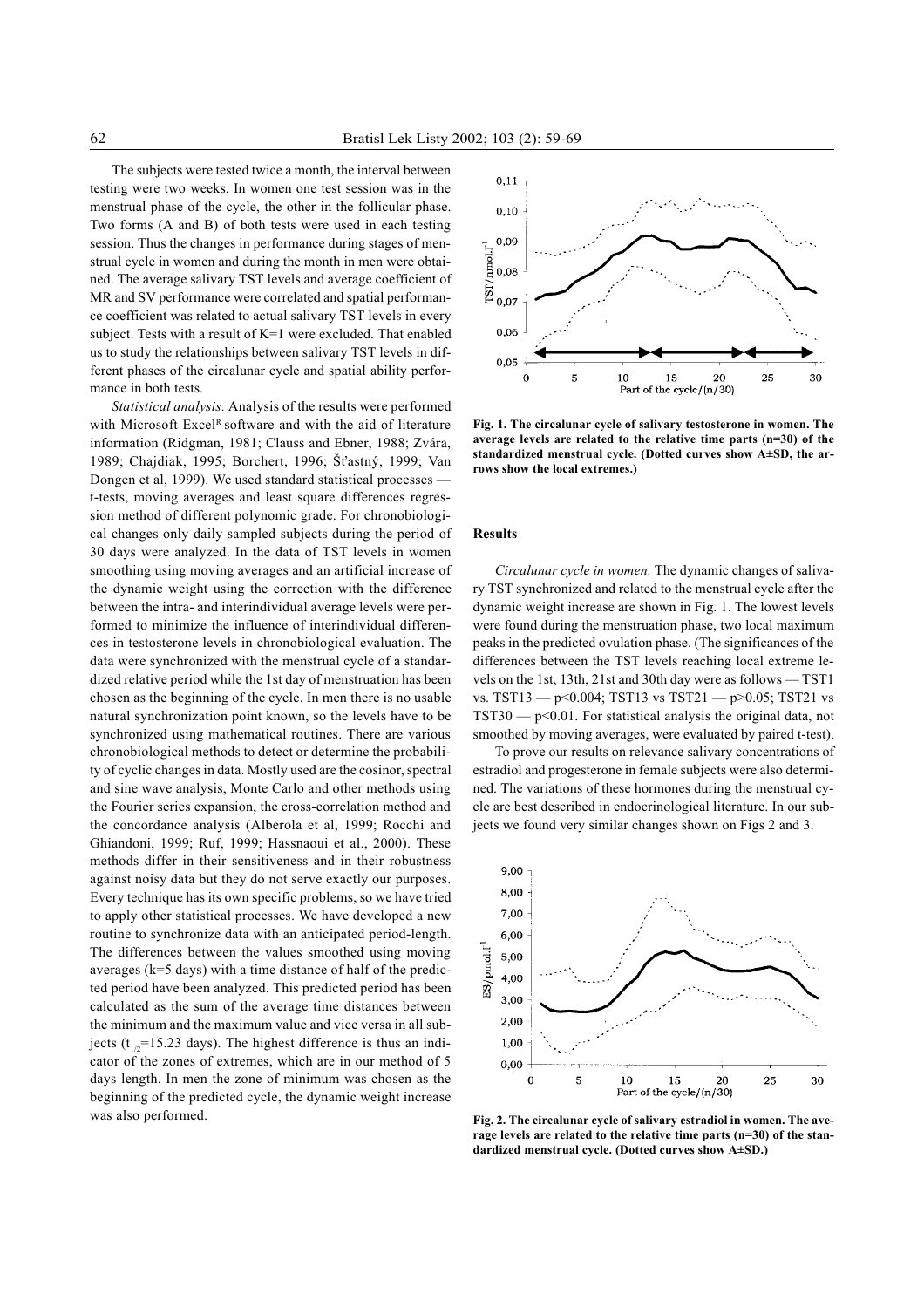The subjects were tested twice a month, the interval between testing were two weeks. In women one test session was in the menstrual phase of the cycle, the other in the follicular phase. Two forms (A and B) of both tests were used in each testing session. Thus the changes in performance during stages of menstrual cycle in women and during the month in men were obtained. The average salivary TST levels and average coefficient of MR and SV performance were correlated and spatial performance coefficient was related to actual salivary TST levels in every subject. Tests with a result of K=1 were excluded. That enabled us to study the relationships between salivary TST levels in different phases of the circalunar cycle and spatial ability performance in both tests.

*Statistical analysis.* Analysis of the results were performed with Microsoft Excel[R] software and with the aid of literature information (Ridgman, 1981; Clauss and Ebner, 1988; Zvára, 1989; Chajdiak, 1995; Borchert, 1996; Šťastný, 1999; Van Dongen et al, 1999). We used standard statistical processes — t-tests, moving averages and least square differences regression method of different polynomic grade. For chronobiological changes only daily sampled subjects during the period of 30 days were analyzed. In the data of TST levels in women smoothing using moving averages and an artificial increase of the dynamic weight using the correction with the difference between the intra- and interindividual average levels were performed to minimize the influence of interindividual differences in testosterone levels in chronobiological evaluation. The data were synchronized with the menstrual cycle of a standardized relative period while the 1st day of menstruation has been chosen as the beginning of the cycle. In men there is no usable natural synchronization point known, so the levels have to be synchronized using mathematical routines. There are various chronobiological methods to detect or determine the probability of cyclic changes in data. Mostly used are the cosinor, spectral and sine wave analysis, Monte Carlo and other methods using the Fourier series expansion, the cross-correlation method and the concordance analysis (Alberola et al, 1999; Rocchi and Ghiandoni, 1999; Ruf, 1999; Hassnaoui et al., 2000). These methods differ in their sensitiveness and in their robustness against noisy data but they do not serve exactly our purposes. Every technique has its own specific problems, so we have tried to apply other statistical processes. We have developed a new routine to synchronize data with an anticipated period-length. The differences between the values smoothed using moving averages (k=5 days) with a time distance of half of the predicted period have been analyzed. This predicted period has been calculated as the sum of the average time distances between the minimum and the maximum value and vice versa in all subjects ($t_{1/2}$=15.23 days). The highest difference is thus an indicator of the zones of extremes, which are in our method of 5 days length. In men the zone of minimum was chosen as the beginning of the predicted cycle, the dynamic weight increase was also performed.

**Fig. 1. The circalunar cycle of salivary testosterone in women. The average levels are related to the relative time parts (n=30) of the standardized menstrual cycle. (Dotted curves show A±SD, the arrows show the local extremes.)**

## Results

*Circalunar cycle in women.* The dynamic changes of salivary TST synchronized and related to the menstrual cycle after the dynamic weight increase are shown in Fig. 1. The lowest levels were found during the menstruation phase, two local maximum peaks in the predicted ovulation phase. (The significances of the differences between the TST levels reaching local extreme levels on the 1st, 13th, 21st and 30th day were as follows — TST1 vs. TST13 — $p<0.004$; TST13 vs TST21 — $p>0.05$; TST21 vs TST30 — $p<0.01$. For statistical analysis the original data, not smoothed by moving averages, were evaluated by paired t-test).

To prove our results on relevance salivary concentrations of estradiol and progesterone in female subjects were also determined. The variations of these hormones during the menstrual cycle are best described in endocrinological literature. In our subjects we found very similar changes shown on Figs 2 and 3.

**Fig. 2. The circalunar cycle of salivary estradiol in women. The average levels are related to the relative time parts (n=30) of the standardized menstrual cycle. (Dotted curves show A±SD.)**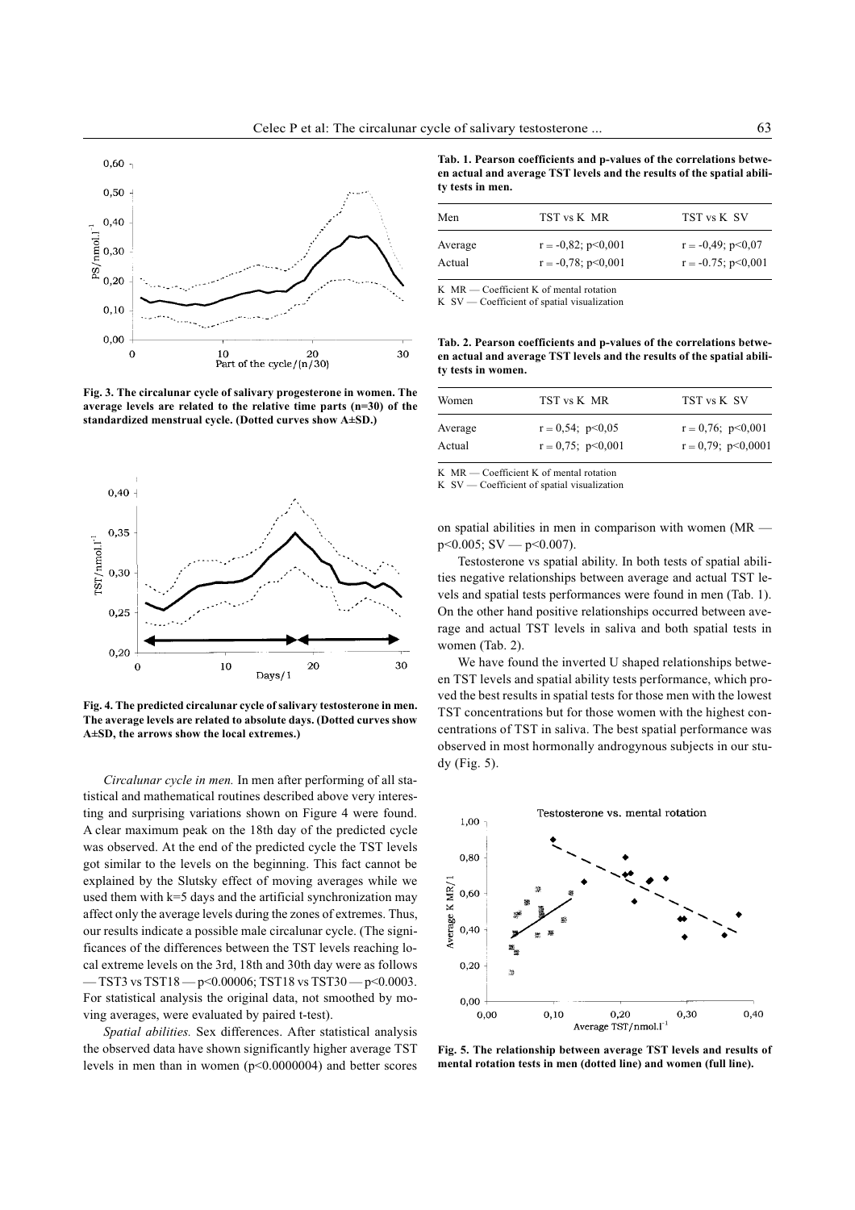Fig. 3. The circalunar cycle of salivary progesterone in women. The average levels are related to the relative time parts (n=30) of the standardized menstrual cycle. (Dotted curves show A±SD.)

Fig. 4. The predicted circalunar cycle of salivary testosterone in men. The average levels are related to absolute days. (Dotted curves show A±SD, the arrows show the local extremes.)

*Circalunar cycle in men.* In men after performing of all statistical and mathematical routines described above very interesting and surprising variations shown on Figure 4 were found. A clear maximum peak on the 18th day of the predicted cycle was observed. At the end of the predicted cycle the TST levels got similar to the levels on the beginning. This fact cannot be explained by the Slutsky effect of moving averages while we used them with k=5 days and the artificial synchronization may affect only the average levels during the zones of extremes. Thus, our results indicate a possible male circalunar cycle. (The significances of the differences between the TST levels reaching local extreme levels on the 3rd, 18th and 30th day were as follows — TST3 vs TST18 — $p<0.00006$; TST18 vs TST30 — $p<0.0003$. For statistical analysis the original data, not smoothed by moving averages, were evaluated by paired t-test).

*Spatial abilities.* Sex differences. After statistical analysis the observed data have shown significantly higher average TST levels in men than in women ($p<0.0000004$) and better scores on spatial abilities in men in comparison with women (MR — $p<0.005$; SV — $p<0.007$).

Testosterone vs spatial ability. In both tests of spatial abilities negative relationships between average and actual TST levels and spatial tests performances were found in men (Tab. 1). On the other hand positive relationships occurred between average and actual TST levels in saliva and both spatial tests in women (Tab. 2).

We have found the inverted U shaped relationships between TST levels and spatial ability tests performance, which proved the best results in spatial tests for those men with the lowest TST concentrations but for those women with the highest concentrations of TST in saliva. The best spatial performance was observed in most hormonally androgynous subjects in our study (Fig. 5).

**Tab. 1. Pearson coefficients and p-values of the correlations between actual and average TST levels and the results of the spatial ability tests in men.**

| Men | TST vs K MR | TST vs K SV |
|---|---|---|
| Average | r = -0,82; p<0,001 | r = -0,49; p<0,07 |
| Actual | r = -0,78; p<0,001 | r = -0.75; p<0,001 |

K MR — Coefficient K of mental rotation
K SV — Coefficient of spatial visualization

**Tab. 2. Pearson coefficients and p-values of the correlations between actual and average TST levels and the results of the spatial ability tests in women.**

| Women | TST vs K MR | TST vs K SV |
|---|---|---|
| Average | r = 0,54; p<0,05 | r = 0,76; p<0,001 |
| Actual | r = 0,75; p<0,001 | r = 0,79; p<0,0001 |

K MR — Coefficient K of mental rotation
K SV — Coefficient of spatial visualization

Fig. 5. The relationship between average TST levels and results of mental rotation tests in men (dotted line) and women (full line).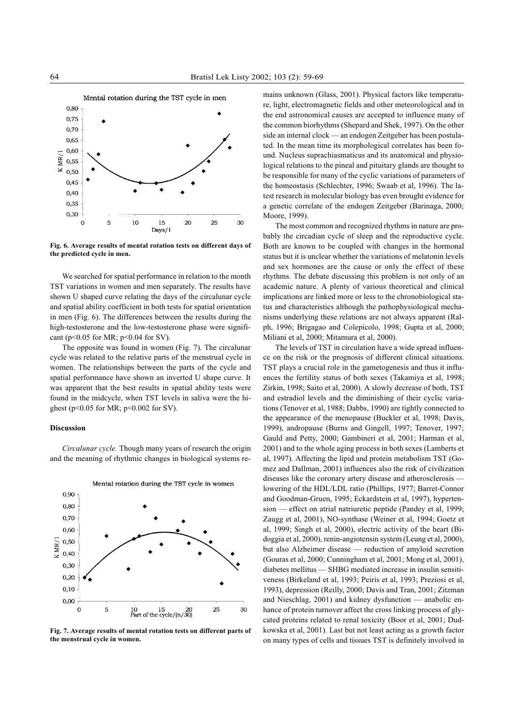Fig. 6. Average results of mental rotation tests on different days of the predicted cycle in men.

We searched for spatial performance in relation to the month TST variations in women and men separately. The results have shown U shaped curve relating the days of the circalunar cycle and spatial ability coefficient in both tests for spatial orientation in men (Fig. 6). The differences between the results during the high-testosterone and the low-testosterone phase were significant ($p<0.05$ for MR; $p<0.04$ for SV).

The opposite was found in women (Fig. 7). The circalunar cycle was related to the relative parts of the menstrual cycle in women. The relationships between the parts of the cycle and spatial performance have shown an inverted U shape curve. It was apparent that the best results in spatial ability tests were found in the midcycle, when TST levels in saliva were the highest ($p<0.05$ for MR; $p<0.002$ for SV).

## Discussion

*Circalunar cycle.* Though many years of research the origin and the meaning of rhythmic changes in biological systems remains unknown (Glass, 2001). Physical factors like temperature, light, electromagnetic fields and other meteorological and in the end astronomical causes are accepted to influence many of the common biorhythms (Shepard and Shek, 1997). On the other side an internal clock — an endogen Zeitgeber has been postulated. In the mean time its morphological correlates has been found. Nucleus suprachiasmaticus and its anatomical and physiological relations to the pineal and pituitary glands are thought to be responsible for many of the cyclic variations of parameters of the homeostasis (Schlechter, 1996; Swaab et al, 1996). The latest research in molecular biology has even brought evidence for a genetic correlate of the endogen Zeitgeber (Barinaga, 2000; Moore, 1999).

Fig. 7. Average results of mental rotation tests on different parts of the menstrual cycle in women.

The most common and recognized rhythms in nature are probably the circadian cycle of sleep and the reproductive cycle. Both are known to be coupled with changes in the hormonal status but it is unclear whether the variations of melatonin levels and sex hormones are the cause or only the effect of these rhythms. The debate discussing this problem is not only of an academic nature. A plenty of various theoretical and clinical implications are linked more or less to the chronobiological status and characteristics although the pathophysiological mechanisms underlying these relations are not always apparent (Ralph, 1996; Brigagao and Colepicolo, 1998; Gupta et al, 2000; Miliani et al, 2000; Mitamura et al, 2000).

The levels of TST in circulation have a wide spread influence on the risk or the prognosis of different clinical situations. TST plays a crucial role in the gametogenesis and thus it influences the fertility status of both sexes (Takamiya et al, 1998; Zirkin, 1998; Saito et al, 2000). A slowly decrease of both, TST and estradiol levels and the diminishing of their cyclic variations (Tenover et al, 1988; Dabbs, 1990) are tightly connected to the appearance of the menopause (Buckler et al, 1998; Davis, 1999), andropause (Burns and Gingell, 1997; Tenover, 1997; Gauld and Petty, 2000; Gambineri et al, 2001; Harman et al, 2001) and to the whole aging process in both sexes (Lamberts et al, 1997). Affecting the lipid and protein metabolism TST (Gomez and Dallman, 2001) influences also the risk of civilization diseases like the coronary artery disease and atherosclerosis — lowering of the HDL/LDL ratio (Phillips, 1977; Barret-Connor and Goodman-Gruen, 1995; Eckardstein et al, 1997), hypertension — effect on atrial natriuretic peptide (Pandey et al, 1999; Zaugg et al, 2001), NO-synthase (Weiner et al, 1994; Goetz et al, 1999; Singh et al, 2000), electric activity of the heart (Bidoggia et al, 2000), renin-angiotensin system (Leung et al, 2000), but also Alzheimer disease — reduction of amyloid secretion (Gouras et al, 2000; Cunningham et al, 2001; Mong et al, 2001), diabetes mellitus — SHBG mediated increase in insulin sensitiveness (Birkeland et al, 1993; Peiris et al, 1993; Preziosi et al, 1993), depression (Reilly, 2000; Davis and Tran, 2001; Zitzman and Nieschlag, 2001) and kidney dysfunction — anabolic enhance of protein turnover affect the cross linking process of glycated proteins related to renal toxicity (Boor et al, 2001; Dudkowska et al, 2001). Last but not least acting as a growth factor on many types of cells and tissues TST is definitely involved in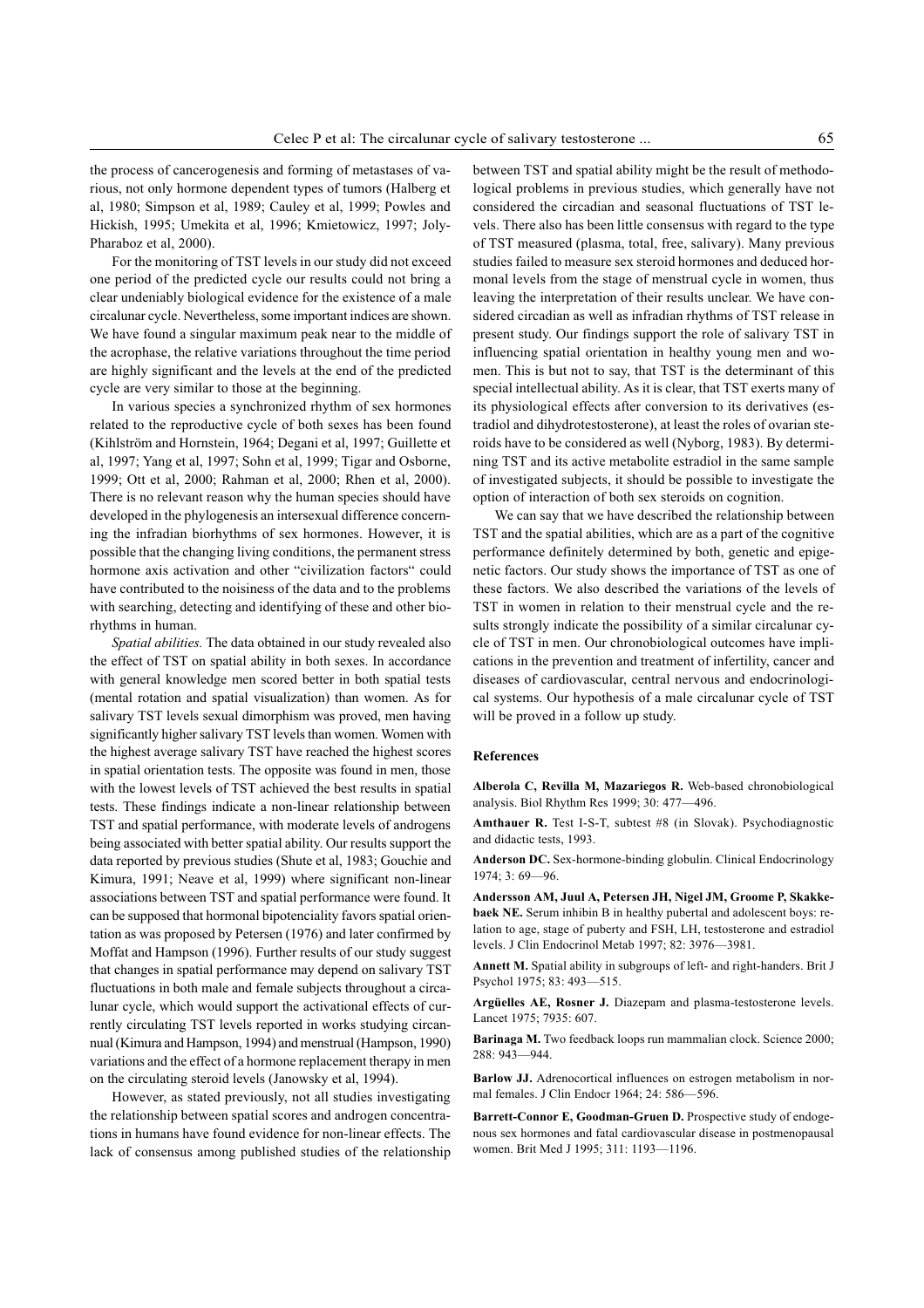the process of cancerogenesis and forming of metastases of various, not only hormone dependent types of tumors (Halberg et al, 1980; Simpson et al, 1989; Cauley et al, 1999; Powles and Hickish, 1995; Umekita et al, 1996; Kmietowicz, 1997; Joly-Pharaboz et al, 2000).

For the monitoring of TST levels in our study did not exceed one period of the predicted cycle our results could not bring a clear undeniably biological evidence for the existence of a male circalunar cycle. Nevertheless, some important indices are shown. We have found a singular maximum peak near to the middle of the acrophase, the relative variations throughout the time period are highly significant and the levels at the end of the predicted cycle are very similar to those at the beginning.

In various species a synchronized rhythm of sex hormones related to the reproductive cycle of both sexes has been found (Kihlström and Hornstein, 1964; Degani et al, 1997; Guillette et al, 1997; Yang et al, 1997; Sohn et al, 1999; Tigar and Osborne, 1999; Ott et al, 2000; Rahman et al, 2000; Rhen et al, 2000). There is no relevant reason why the human species should have developed in the phylogenesis an intersexual difference concerning the infradian biorhythms of sex hormones. However, it is possible that the changing living conditions, the permanent stress hormone axis activation and other "civilization factors" could have contributed to the noisiness of the data and to the problems with searching, detecting and identifying of these and other biorhythms in human.

*Spatial abilities.* The data obtained in our study revealed also the effect of TST on spatial ability in both sexes. In accordance with general knowledge men scored better in both spatial tests (mental rotation and spatial visualization) than women. As for salivary TST levels sexual dimorphism was proved, men having significantly higher salivary TST levels than women. Women with the highest average salivary TST have reached the highest scores in spatial orientation tests. The opposite was found in men, those with the lowest levels of TST achieved the best results in spatial tests. These findings indicate a non-linear relationship between TST and spatial performance, with moderate levels of androgens being associated with better spatial ability. Our results support the data reported by previous studies (Shute et al, 1983; Gouchie and Kimura, 1991; Neave et al, 1999) where significant non-linear associations between TST and spatial performance were found. It can be supposed that hormonal bipotenciality favors spatial orientation as was proposed by Petersen (1976) and later confirmed by Moffat and Hampson (1996). Further results of our study suggest that changes in spatial performance may depend on salivary TST fluctuations in both male and female subjects throughout a circalunar cycle, which would support the activational effects of currently circulating TST levels reported in works studying circannual (Kimura and Hampson, 1994) and menstrual (Hampson, 1990) variations and the effect of a hormone replacement therapy in men on the circulating steroid levels (Janowsky et al, 1994).

However, as stated previously, not all studies investigating the relationship between spatial scores and androgen concentrations in humans have found evidence for non-linear effects. The lack of consensus among published studies of the relationship between TST and spatial ability might be the result of methodological problems in previous studies, which generally have not considered the circadian and seasonal fluctuations of TST levels. There also has been little consensus with regard to the type of TST measured (plasma, total, free, salivary). Many previous studies failed to measure sex steroid hormones and deduced hormonal levels from the stage of menstrual cycle in women, thus leaving the interpretation of their results unclear. We have considered circadian as well as infradian rhythms of TST release in present study. Our findings support the role of salivary TST in influencing spatial orientation in healthy young men and women. This is but not to say, that TST is the determinant of this special intellectual ability. As it is clear, that TST exerts many of its physiological effects after conversion to its derivatives (estradiol and dihydrotestosterone), at least the roles of ovarian steroids have to be considered as well (Nyborg, 1983). By determining TST and its active metabolite estradiol in the same sample of investigated subjects, it should be possible to investigate the option of interaction of both sex steroids on cognition.

We can say that we have described the relationship between TST and the spatial abilities, which are as a part of the cognitive performance definitely determined by both, genetic and epigenetic factors. Our study shows the importance of TST as one of these factors. We also described the variations of the levels of TST in women in relation to their menstrual cycle and the results strongly indicate the possibility of a similar circalunar cycle of TST in men. Our chronobiological outcomes have implications in the prevention and treatment of infertility, cancer and diseases of cardiovascular, central nervous and endocrinological systems. Our hypothesis of a male circalunar cycle of TST will be proved in a follow up study.

## References

**Alberola C, Revilla M, Mazariegos R.** Web-based chronobiological analysis. Biol Rhythm Res 1999; 30: 477—496.

**Amthauer R.** Test I-S-T, subtest #8 (in Slovak). Psychodiagnostic and didactic tests, 1993.

**Anderson DC.** Sex-hormone-binding globulin. Clinical Endocrinology 1974; 3: 69—96.

**Andersson AM, Juul A, Petersen JH, Nigel JM, Groome P, Skakkebaek NE.** Serum inhibin B in healthy pubertal and adolescent boys: relation to age, stage of puberty and FSH, LH, testosterone and estradiol levels. J Clin Endocrinol Metab 1997; 82: 3976—3981.

**Annett M.** Spatial ability in subgroups of left- and right-handers. Brit J Psychol 1975; 83: 493—515.

**Argüelles AE, Rosner J.** Diazepam and plasma-testosterone levels. Lancet 1975; 7935: 607.

**Barinaga M.** Two feedback loops run mammalian clock. Science 2000; 288: 943—944.

**Barlow JJ.** Adrenocortical influences on estrogen metabolism in normal females. J Clin Endocr 1964; 24: 586—596.

**Barrett-Connor E, Goodman-Gruen D.** Prospective study of endogenous sex hormones and fatal cardiovascular disease in postmenopausal women. Brit Med J 1995; 311: 1193—1196.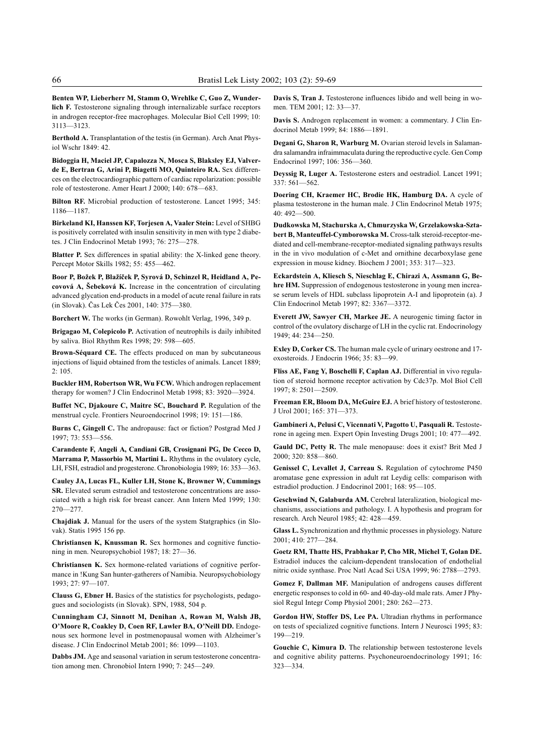**Benten WP, Lieberherr M, Stamm O, Wrehlke C, Guo Z, Wunderlich F.** Testosterone signaling through internalizable surface receptors in androgen receptor-free macrophages. Molecular Biol Cell 1999; 10: 3113—3123.

**Berthold A.** Transplantation of the testis (in German). Arch Anat Physiol Wschr 1849: 42.

**Bidoggia H, Maciel JP, Capalozza N, Mosca S, Blaksley EJ, Valverde E, Bertran G, Arini P, Biagetti MO, Quinteiro RA.** Sex differences on the electrocardiographic pattern of cardiac repolarization: possible role of testosterone. Amer Heart J 2000; 140: 678—683.

**Bilton RF.** Microbial production of testosterone. Lancet 1995; 345: 1186—1187.

**Birkeland KI, Hanssen KF, Torjesen A, Vaaler Stein:** Level of SHBG is positively correlated with insulin sensitivity in men with type 2 diabetes. J Clin Endocrinol Metab 1993; 76: 275—278.

**Blatter P.** Sex differences in spatial ability: the X-linked gene theory. Percept Motor Skills 1982; 55: 455—462.

**Boor P, Božek P, Blažíček P, Syrová D, Schinzel R, Heidland A, Pecovová A, Šebeková K.** Increase in the concentration of circulating advanced glycation end-products in a model of acute renal failure in rats (in Slovak). Čas Lek Čes 2001, 140: 375—380.

**Borchert W.** The works (in German). Rowohlt Verlag, 1996, 349 p.

**Brigagao M, Colepicolo P.** Activation of neutrophils is daily inhibited by saliva. Biol Rhythm Res 1998; 29: 598—605.

**Brown-Séquard CE.** The effects produced on man by subcutaneous injections of liquid obtained from the testicles of animals. Lancet 1889; 2: 105.

**Buckler HM, Robertson WR, Wu FCW.** Which androgen replacement therapy for women? J Clin Endocrinol Metab 1998; 83: 3920—3924.

**Buffet NC, Djakoure C, Maitre SC, Bouchard P.** Regulation of the menstrual cycle. Frontiers Neuroendocrinol 1998; 19: 151—186.

**Burns C, Gingell C.** The andropause: fact or fiction? Postgrad Med J 1997; 73: 553—556.

**Carandente F, Angeli A, Candiani GB, Crosignani PG, De Cecco D, Marrama P, Massorbio M, Martini L.** Rhythms in the ovulatory cycle, LH, FSH, estradiol and progesterone. Chronobiologia 1989; 16: 353—363.

**Cauley JA, Lucas FL, Kuller LH, Stone K, Browner W, Cummings SR.** Elevated serum estradiol and testosterone concentrations are associated with a high risk for breast cancer. Ann Intern Med 1999; 130: 270—277.

**Chajdiak J.** Manual for the users of the system Statgraphics (in Slovak). Statis 1995 156 pp.

**Christiansen K, Knussman R.** Sex hormones and cognitive functioning in men. Neuropsychobiol 1987; 18: 27—36.

**Christiansen K.** Sex hormone-related variations of cognitive performance in !Kung San hunter-gatherers of Namibia. Neuropsychobiology 1993; 27: 97—107.

**Clauss G, Ebner H.** Basics of the statistics for psychologists, pedagogues and sociologists (in Slovak). SPN, 1988, 504 p.

**Cunningham CJ, Sinnott M, Denihan A, Rowan M, Walsh JB, O'Moore R, Coakley D, Coen RF, Lawler BA, O'Neill DD.** Endogenous sex hormone level in postmenopausal women with Alzheimer's disease. J Clin Endocrinol Metab 2001; 86: 1099—1103.

**Dabbs JM.** Age and seasonal variation in serum testosterone concentration among men. Chronobiol Intern 1990; 7: 245—249.

**Davis S, Tran J.** Testosterone influences libido and well being in women. TEM 2001; 12: 33—37.

**Davis S.** Androgen replacement in women: a commentary. J Clin Endocrinol Metab 1999; 84: 1886—1891.

**Degani G, Sharon R, Warburg M.** Ovarian steroid levels in Salamandra salamandra infraimmaculata during the reproductive cycle. Gen Comp Endocrinol 1997; 106: 356—360.

**Deyssig R, Luger A.** Testosterone esters and oestradiol. Lancet 1991; 337: 561—562.

**Doering CH, Kraemer HC, Brodie HK, Hamburg DA.** A cycle of plasma testosterone in the human male. J Clin Endocrinol Metab 1975; 40: 492—500.

**Dudkowska M, Stachurska A, Chmurzyska W, Grzelakowska-Sztabert B, Manteuffel-Cymborowska M.** Cross-talk steroid-receptor-mediated and cell-membrane-receptor-mediated signaling pathways results in the in vivo modulation of c-Met and ornithine decarboxylase gene expression in mouse kidney. Biochem J 2001; 353: 317—323.

**Eckardstein A, Kliesch S, Nieschlag E, Chirazi A, Assmann G, Behre HM.** Suppression of endogenous testosterone in young men increase serum levels of HDL subclass lipoprotein A-I and lipoprotein (a). J Clin Endocrinol Metab 1997; 82: 3367—3372.

**Everett JW, Sawyer CH, Markee JE.** A neurogenic timing factor in control of the ovulatory discharge of LH in the cyclic rat. Endocrinology 1949; 44: 234—250.

**Exley D, Corker CS.** The human male cycle of urinary oestrone and 17-oxosteroids. J Endocrin 1966; 35: 83—99.

**Fliss AE, Fang Y, Boschelli F, Caplan AJ.** Differential in vivo regulation of steroid hormone receptor activation by Cdc37p. Mol Biol Cell 1997; 8: 2501—2509.

**Freeman ER, Bloom DA, McGuire EJ.** A brief history of testosterone. J Urol 2001; 165: 371—373.

**Gambineri A, Pelusi C, Vicennati V, Pagotto U, Pasquali R.** Testosterone in ageing men. Expert Opin Investing Drugs 2001; 10: 477—492.

**Gauld DC, Petty R.** The male menopause: does it exist? Brit Med J 2000; 320: 858—860.

**Genissel C, Levallet J, Carreau S.** Regulation of cytochrome P450 aromatase gene expression in adult rat Leydig cells: comparison with estradiol production. J Endocrinol 2001; 168: 95—105.

**Geschwind N, Galaburda AM.** Cerebral lateralization, biological mechanisms, associations and pathology. I. A hypothesis and program for research. Arch Neurol 1985; 42: 428—459.

**Glass L.** Synchronization and rhythmic processes in physiology. Nature 2001; 410: 277—284.

**Goetz RM, Thatte HS, Prabhakar P, Cho MR, Michel T, Golan DE.** Estradiol induces the calcium-dependent translocation of endothelial nitric oxide synthase. Proc Natl Acad Sci USA 1999; 96: 2788—2793.

**Gomez F, Dallman MF.** Manipulation of androgens causes different energetic responses to cold in 60- and 40-day-old male rats. Amer J Physiol Regul Integr Comp Physiol 2001; 280: 262—273.

**Gordon HW, Stoffer DS, Lee PA.** Ultradian rhythms in performance on tests of specialized cognitive functions. Intern J Neurosci 1995; 83: 199—219.

**Gouchie C, Kimura D.** The relationship between testosterone levels and cognitive ability patterns. Psychoneuroendocrinology 1991; 16: 323—334.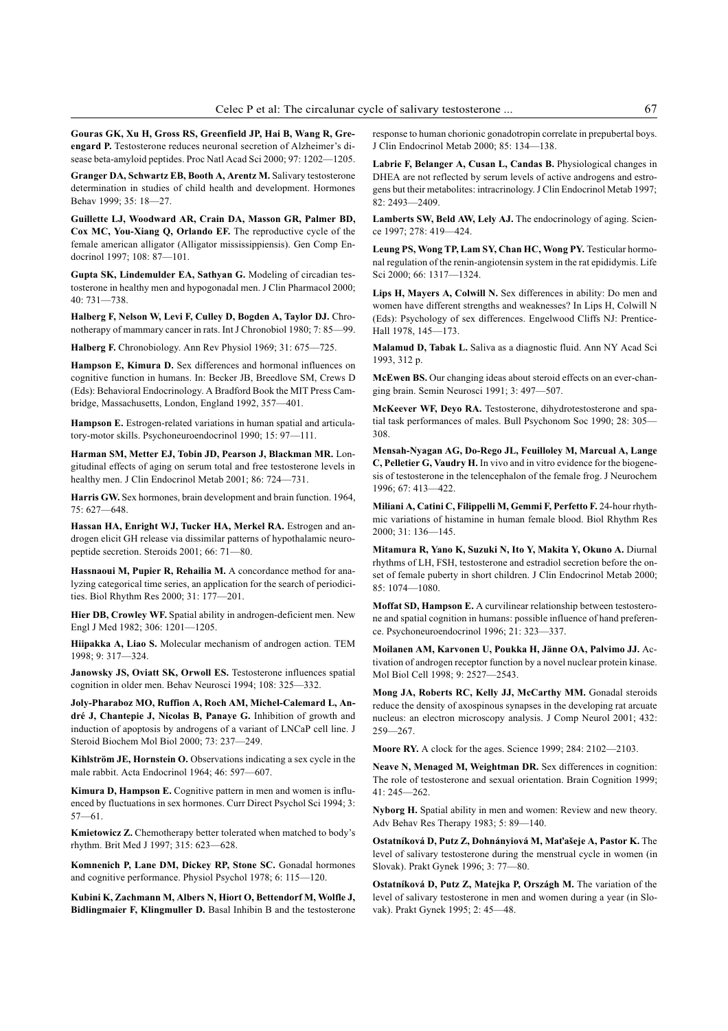**Gouras GK, Xu H, Gross RS, Greenfield JP, Hai B, Wang R, Greengard P.** Testosterone reduces neuronal secretion of Alzheimer's disease beta-amyloid peptides. Proc Natl Acad Sci 2000; 97: 1202—1205.

**Granger DA, Schwartz EB, Booth A, Arentz M.** Salivary testosterone determination in studies of child health and development. Hormones Behav 1999; 35: 18—27.

**Guillette LJ, Woodward AR, Crain DA, Masson GR, Palmer BD, Cox MC, You-Xiang Q, Orlando EF.** The reproductive cycle of the female american alligator (Alligator mississippiensis). Gen Comp Endocrinol 1997; 108: 87—101.

**Gupta SK, Lindemulder EA, Sathyan G.** Modeling of circadian testosterone in healthy men and hypogonadal men. J Clin Pharmacol 2000; 40: 731—738.

**Halberg F, Nelson W, Levi F, Culley D, Bogden A, Taylor DJ.** Chronotherapy of mammary cancer in rats. Int J Chronobiol 1980; 7: 85—99.

**Halberg F.** Chronobiology. Ann Rev Physiol 1969; 31: 675—725.

**Hampson E, Kimura D.** Sex differences and hormonal influences on cognitive function in humans. In: Becker JB, Breedlove SM, Crews D (Eds): Behavioral Endocrinology. A Bradford Book the MIT Press Cambridge, Massachusetts, London, England 1992, 357—401.

**Hampson E.** Estrogen-related variations in human spatial and articulatory-motor skills. Psychoneuroendocrinol 1990; 15: 97—111.

**Harman SM, Metter EJ, Tobin JD, Pearson J, Blackman MR.** Longitudinal effects of aging on serum total and free testosterone levels in healthy men. J Clin Endocrinol Metab 2001; 86: 724—731.

**Harris GW.** Sex hormones, brain development and brain function. 1964, 75: 627—648.

**Hassan HA, Enright WJ, Tucker HA, Merkel RA.** Estrogen and androgen elicit GH release via dissimilar patterns of hypothalamic neuropeptide secretion. Steroids 2001; 66: 71—80.

**Hassnaoui M, Pupier R, Rehailia M.** A concordance method for analyzing categorical time series, an application for the search of periodicities. Biol Rhythm Res 2000; 31: 177—201.

**Hier DB, Crowley WF.** Spatial ability in androgen-deficient men. New Engl J Med 1982; 306: 1201—1205.

**Hiipakka A, Liao S.** Molecular mechanism of androgen action. TEM 1998; 9: 317—324.

**Janowsky JS, Oviatt SK, Orwoll ES.** Testosterone influences spatial cognition in older men. Behav Neurosci 1994; 108: 325—332.

**Joly-Pharaboz MO, Ruffion A, Roch AM, Michel-Calemard L, André J, Chantepie J, Nicolas B, Panaye G.** Inhibition of growth and induction of apoptosis by androgens of a variant of LNCaP cell line. J Steroid Biochem Mol Biol 2000; 73: 237—249.

**Kihlström JE, Hornstein O.** Observations indicating a sex cycle in the male rabbit. Acta Endocrinol 1964; 46: 597—607.

**Kimura D, Hampson E.** Cognitive pattern in men and women is influenced by fluctuations in sex hormones. Curr Direct Psychol Sci 1994; 3: 57—61.

**Kmietowicz Z.** Chemotherapy better tolerated when matched to body's rhythm. Brit Med J 1997; 315: 623—628.

**Komnenich P, Lane DM, Dickey RP, Stone SC.** Gonadal hormones and cognitive performance. Physiol Psychol 1978; 6: 115—120.

**Kubini K, Zachmann M, Albers N, Hiort O, Bettendorf M, Wolfle J, Bidlingmaier F, Klingmuller D.** Basal Inhibin B and the testosterone response to human chorionic gonadotropin correlate in prepubertal boys. J Clin Endocrinol Metab 2000; 85: 134—138.

**Labrie F, Belanger A, Cusan L, Candas B.** Physiological changes in DHEA are not reflected by serum levels of active androgens and estrogens but their metabolites: intracrinology. J Clin Endocrinol Metab 1997; 82: 2493—2409.

**Lamberts SW, Beld AW, Lely AJ.** The endocrinology of aging. Science 1997; 278: 419—424.

**Leung PS, Wong TP, Lam SY, Chan HC, Wong PY.** Testicular hormonal regulation of the renin-angiotensin system in the rat epididymis. Life Sci 2000; 66: 1317—1324.

**Lips H, Mayers A, Colwill N.** Sex differences in ability: Do men and women have different strengths and weaknesses? In Lips H, Colwill N (Eds): Psychology of sex differences. Engelwood Cliffs NJ: Prentice-Hall 1978, 145—173.

**Malamud D, Tabak L.** Saliva as a diagnostic fluid. Ann NY Acad Sci 1993, 312 p.

**McEwen BS.** Our changing ideas about steroid effects on an ever-changing brain. Semin Neurosci 1991; 3: 497—507.

**McKeever WF, Deyo RA.** Testosterone, dihydrotestosterone and spatial task performances of males. Bull Psychonom Soc 1990; 28: 305—308.

**Mensah-Nyagan AG, Do-Rego JL, Feuilloley M, Marcual A, Lange C, Pelletier G, Vaudry H.** In vivo and in vitro evidence for the biogenesis of testosterone in the telencephalon of the female frog. J Neurochem 1996; 67: 413—422.

**Miliani A, Catini C, Filippelli M, Gemmi F, Perfetto F.** 24-hour rhythmic variations of histamine in human female blood. Biol Rhythm Res 2000; 31: 136—145.

**Mitamura R, Yano K, Suzuki N, Ito Y, Makita Y, Okuno A.** Diurnal rhythms of LH, FSH, testosterone and estradiol secretion before the onset of female puberty in short children. J Clin Endocrinol Metab 2000; 85: 1074—1080.

**Moffat SD, Hampson E.** A curvilinear relationship between testosterone and spatial cognition in humans: possible influence of hand preference. Psychoneuroendocrinol 1996; 21: 323—337.

**Moilanen AM, Karvonen U, Poukka H, Jänne OA, Palvimo JJ.** Activation of androgen receptor function by a novel nuclear protein kinase. Mol Biol Cell 1998; 9: 2527—2543.

**Mong JA, Roberts RC, Kelly JJ, McCarthy MM.** Gonadal steroids reduce the density of axospinous synapses in the developing rat arcuate nucleus: an electron microscopy analysis. J Comp Neurol 2001; 432: 259—267.

**Moore RY.** A clock for the ages. Science 1999; 284: 2102—2103.

**Neave N, Menaged M, Weightman DR.** Sex differences in cognition: The role of testosterone and sexual orientation. Brain Cognition 1999; 41: 245—262.

**Nyborg H.** Spatial ability in men and women: Review and new theory. Adv Behav Res Therapy 1983; 5: 89—140.

**Ostatníková D, Putz Z, Dohnányiová M, Maťašeje A, Pastor K.** The level of salivary testosterone during the menstrual cycle in women (in Slovak). Prakt Gynek 1996; 3: 77—80.

**Ostatníková D, Putz Z, Matejka P, Országh M.** The variation of the level of salivary testosterone in men and women during a year (in Slovak). Prakt Gynek 1995; 2: 45—48.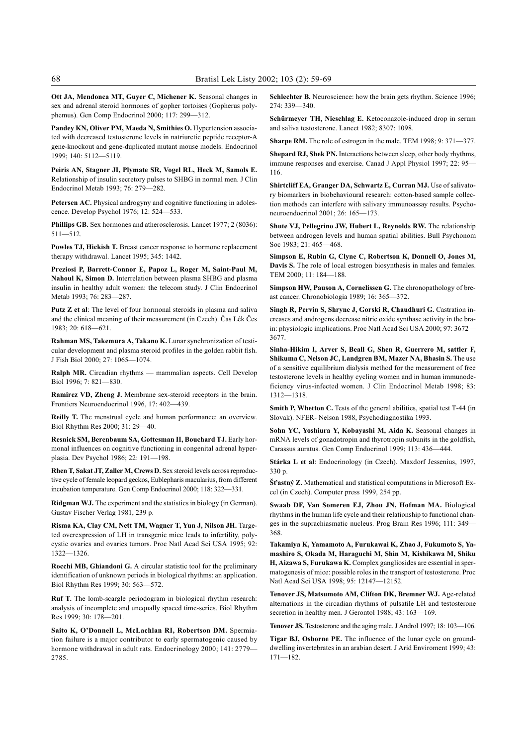**Ott JA, Mendonca MT, Guyer C, Michener K.** Seasonal changes in sex and adrenal steroid hormones of gopher tortoises (Gopherus polyphemus). Gen Comp Endocrinol 2000; 117: 299—312.

**Pandey KN, Oliver PM, Maeda N, Smithies O.** Hypertension associated with decreased testosterone levels in natriuretic peptide receptor-A gene-knockout and gene-duplicated mutant mouse models. Endocrinol 1999; 140: 5112—5119.

**Peiris AN, Stagner JI, Plymate SR, Vogel RL, Heck M, Samols E.** Relationship of insulin secretory pulses to SHBG in normal men. J Clin Endocrinol Metab 1993; 76: 279—282.

**Petersen AC.** Physical androgyny and cognitive functioning in adolescence. Develop Psychol 1976; 12: 524—533.

**Phillips GB.** Sex hormones and atherosclerosis. Lancet 1977; 2 (8036): 511—512.

**Powles TJ, Hickish T.** Breast cancer response to hormone replacement therapy withdrawal. Lancet 1995; 345: 1442.

**Preziosi P, Barrett-Connor E, Papoz L, Roger M, Saint-Paul M, Nahoul K, Simon D.** Interrelation between plasma SHBG and plasma insulin in healthy adult women: the telecom study. J Clin Endocrinol Metab 1993; 76: 283—287.

**Putz Z et al**: The level of four hormonal steroids in plasma and saliva and the clinical meaning of their measurement (in Czech). Čas Lék Čes 1983; 20: 618—621.

**Rahman MS, Takemura A, Takano K.** Lunar synchronization of testicular development and plasma steroid profiles in the golden rabbit fish. J Fish Biol 2000; 27: 1065—1074.

**Ralph MR.** Circadian rhythms — mammalian aspects. Cell Develop Biol 1996; 7: 821—830.

**Ramirez VD, Zheng J.** Membrane sex-steroid receptors in the brain. Frontiers Neuroendocrinol 1996, 17: 402—439.

**Reilly T.** The menstrual cycle and human performance: an overview. Biol Rhythm Res 2000; 31: 29—40.

**Resnick SM, Berenbaum SA, Gottesman II, Bouchard TJ.** Early hormonal influences on cognitive functioning in congenital adrenal hyperplasia. Dev Psychol 1986; 22: 191—198.

**Rhen T, Sakat JT, Zaller M, Crews D.** Sex steroid levels across reproductive cycle of female leopard geckos, Eublepharis macularius, from different incubation temperature. Gen Comp Endocrinol 2000; 118: 322—331.

**Ridgman WJ.** The experiment and the statistics in biology (in German). Gustav Fischer Verlag 1981, 239 p.

**Risma KA, Clay CM, Nett TM, Wagner T, Yun J, Nilson JH.** Targeted overexpression of LH in transgenic mice leads to infertility, polycystic ovaries and ovaries tumors. Proc Natl Acad Sci USA 1995; 92: 1322—1326.

**Rocchi MB, Ghiandoni G.** A circular statistic tool for the preliminary identification of unknown periods in biological rhythms: an application. Biol Rhythm Res 1999; 30: 563—572.

**Ruf T.** The lomb-scargle periodogram in biological rhythm research: analysis of incomplete and unequally spaced time-series. Biol Rhythm Res 1999; 30: 178—201.

**Saito K, O'Donnell L, McLachlan RI, Robertson DM.** Spermiation failure is a major contributor to early spermatogenic caused by hormone withdrawal in adult rats. Endocrinology 2000; 141: 2779—2785.

**Schlechter B.** Neuroscience: how the brain gets rhythm. Science 1996; 274: 339—340.

**Schürmeyer TH, Nieschlag E.** Ketoconazole-induced drop in serum and saliva testosterone. Lancet 1982; 8307: 1098.

**Sharpe RM.** The role of estrogen in the male. TEM 1998; 9: 371—377.

**Shepard RJ, Shek PN.** Interactions between sleep, other body rhythms, immune responses and exercise. Canad J Appl Physiol 1997; 22: 95—116.

**Shirtcliff EA, Granger DA, Schwartz E, Curran MJ.** Use of salivatory biomarkers in biobehavioural research: cotton-based sample collection methods can interfere with salivary immunoassay results. Psychoneuroendocrinol 2001; 26: 165—173.

**Shute VJ, Pellegrino JW, Hubert L, Reynolds RW.** The relationship between androgen levels and human spatial abilities. Bull Psychonom Soc 1983; 21: 465—468.

**Simpson E, Rubin G, Clyne C, Robertson K, Donnell O, Jones M, Davis S.** The role of local estrogen biosynthesis in males and females. TEM 2000; 11: 184—188.

**Simpson HW, Pauson A, Cornelissen G.** The chronopathology of breast cancer. Chronobiologia 1989; 16: 365—372.

**Singh R, Pervin S, Shryne J, Gorski R, Chaudhuri G.** Castration increases and androgens decrease nitric oxide synthase activity in the brain: physiologic implications. Proc Natl Acad Sci USA 2000; 97: 3672—3677.

**Sinha-Hikim I, Arver S, Beall G, Shen R, Guerrero M, sattler F, Shikuma C, Nelson JC, Landgren BM, Mazer NA, Bhasin S.** The use of a sensitive equilibrium dialysis method for the measurement of free testosterone levels in healthy cycling women and in human immunodeficiency virus-infected women. J Clin Endocrinol Metab 1998; 83: 1312—1318.

**Smith P, Whetton C.** Tests of the general abilities, spatial test T-44 (in Slovak). NFER- Nelson 1988, Psychodiagnostika 1993.

**Sohn YC, Yoshiura Y, Kobayashi M, Aida K.** Seasonal changes in mRNA levels of gonadotropin and thyrotropin subunits in the goldfish, Carassus auratus. Gen Comp Endocrinol 1999; 113: 436—444.

**Stárka L et al**: Endocrinology (in Czech). Maxdorf Jessenius, 1997, 330 p.

**Šťastný Z.** Mathematical and statistical computations in Microsoft Excel (in Czech). Computer press 1999, 254 pp.

**Swaab DF, Van Someren EJ, Zhou JN, Hofman MA.** Biological rhythms in the human life cycle and their relationship to functional changes in the suprachiasmatic nucleus. Prog Brain Res 1996; 111: 349—368.

**Takamiya K, Yamamoto A, Furukawai K, Zhao J, Fukumoto S, Yamashiro S, Okada M, Haraguchi M, Shin M, Kishikawa M, Shiku H, Aizawa S, Furukawa K.** Complex gangliosides are essential in spermatogenesis of mice: possible roles in the transport of testosterone. Proc Natl Acad Sci USA 1998; 95: 12147—12152.

**Tenover JS, Matsumoto AM, Clifton DK, Bremner WJ.** Age-related alternations in the circadian rhythms of pulsatile LH and testosterone secretion in healthy men. J Gerontol 1988; 43: 163—169.

**Tenover JS.** Testosterone and the aging male. J Androl 1997; 18: 103—106.

**Tigar BJ, Osborne PE.** The influence of the lunar cycle on ground-dwelling invertebrates in an arabian desert. J Arid Enviroment 1999; 43: 171—182.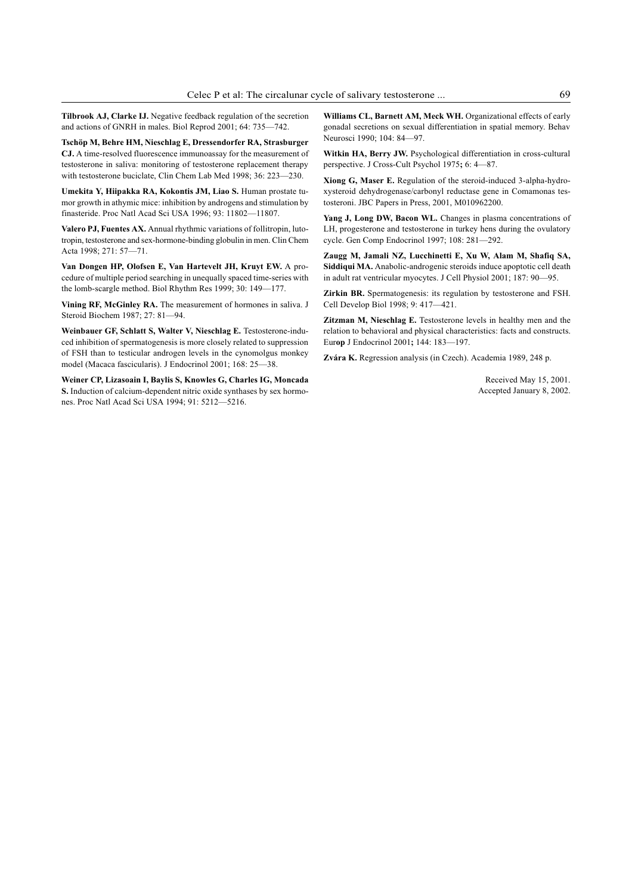**Tilbrook AJ, Clarke IJ.** Negative feedback regulation of the secretion and actions of GNRH in males. Biol Reprod 2001; 64: 735—742.

**Tschöp M, Behre HM, Nieschlag E, Dressendorfer RA, Strasburger CJ.** A time-resolved fluorescence immunoassay for the measurement of testosterone in saliva: monitoring of testosterone replacement therapy with testosterone buciclate, Clin Chem Lab Med 1998; 36: 223—230.

**Umekita Y, Hiipakka RA, Kokontis JM, Liao S.** Human prostate tumor growth in athymic mice: inhibition by androgens and stimulation by finasteride. Proc Natl Acad Sci USA 1996; 93: 11802—11807.

**Valero PJ, Fuentes AX.** Annual rhythmic variations of follitropin, lutotropin, testosterone and sex-hormone-binding globulin in men. Clin Chem Acta 1998; 271: 57—71.

**Van Dongen HP, Olofsen E, Van Hartevelt JH, Kruyt EW.** A procedure of multiple period searching in unequally spaced time-series with the lomb-scargle method. Biol Rhythm Res 1999; 30: 149—177.

**Vining RF, McGinley RA.** The measurement of hormones in saliva. J Steroid Biochem 1987; 27: 81—94.

**Weinbauer GF, Schlatt S, Walter V, Nieschlag E.** Testosterone-induced inhibition of spermatogenesis is more closely related to suppression of FSH than to testicular androgen levels in the cynomolgus monkey model (Macaca fascicularis). J Endocrinol 2001; 168: 25—38.

**Weiner CP, Lizasoain I, Baylis S, Knowles G, Charles IG, Moncada S.** Induction of calcium-dependent nitric oxide synthases by sex hormones. Proc Natl Acad Sci USA 1994; 91: 5212—5216.

**Williams CL, Barnett AM, Meck WH.** Organizational effects of early gonadal secretions on sexual differentiation in spatial memory. Behav Neurosci 1990; 104: 84—97.

**Witkin HA, Berry JW.** Psychological differentiation in cross-cultural perspective. J Cross-Cult Psychol 1975**;** 6: 4—87.

**Xiong G, Maser E.** Regulation of the steroid-induced 3-alpha-hydroxysteroid dehydrogenase/carbonyl reductase gene in Comamonas testosteroni. JBC Papers in Press, 2001, M010962200.

**Yang J, Long DW, Bacon WL.** Changes in plasma concentrations of LH, progesterone and testosterone in turkey hens during the ovulatory cycle. Gen Comp Endocrinol 1997; 108: 281—292.

**Zaugg M, Jamali NZ, Lucchinetti E, Xu W, Alam M, Shafiq SA, Siddiqui MA.** Anabolic-androgenic steroids induce apoptotic cell death in adult rat ventricular myocytes. J Cell Physiol 2001; 187: 90—95.

**Zirkin BR.** Spermatogenesis: its regulation by testosterone and FSH. Cell Develop Biol 1998; 9: 417—421.

**Zitzman M, Nieschlag E.** Testosterone levels in healthy men and the relation to behavioral and physical characteristics: facts and constructs. Eur**op** J Endocrinol 2001**;** 144: 183—197.

**Zvára K.** Regression analysis (in Czech). Academia 1989, 248 p.

Received May 15, 2001.
Accepted January 8, 2002.